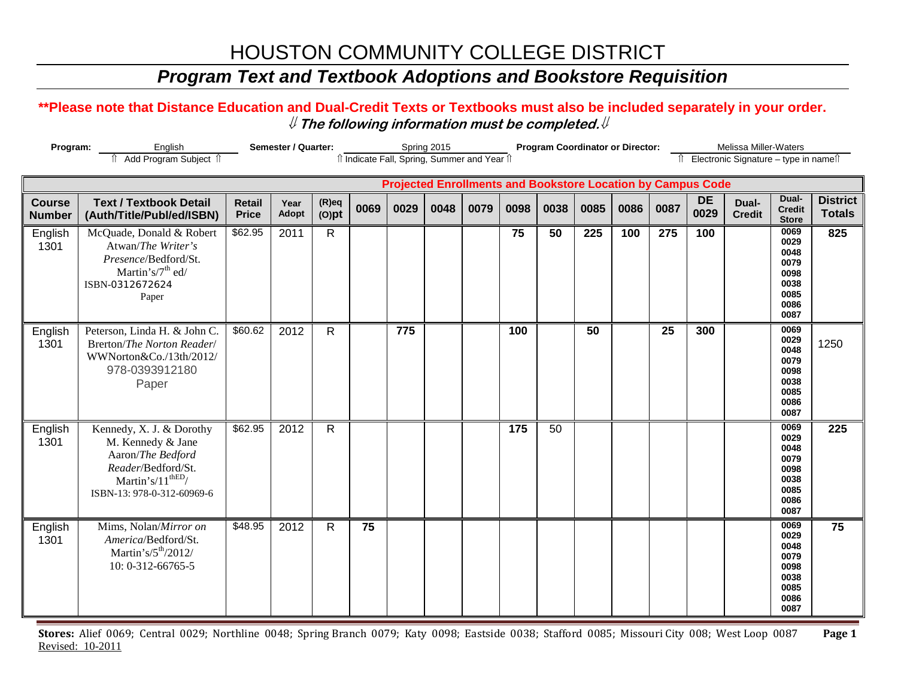# HOUSTON COMMUNITY COLLEGE DISTRICT

## *Program Text and Textbook Adoptions and Bookstore Requisition*

**\*\*Please note that Distance Education and Dual-Credit Texts or Textbooks must also be included separately in your order.**

⇓ ***The following information must be completed.*** ⇓

**Program:** English
⇑ Add Program Subject ⇑

**Semester / Quarter:** Spring 2015
⇑ Indicate Fall, Spring, Summer and Year ⇑

**Program Coordinator or Director:** Melissa Miller-Waters
⇑ Electronic Signature – type in name ⇑

| | | | | | **Projected Enrollments and Bookstore Location by Campus Code** | | | | | | | | | | | | |
|---|---|---|---|---|---|---|---|---|---|---|---|---|---|---|---|---|---|
| **Course Number** | **Text / Textbook Detail (Auth/Title/Publ/ed/ISBN)** | **Retail Price** | **Year Adopt** | **(R)eq (O)pt** | **0069** | **0029** | **0048** | **0079** | **0098** | **0038** | **0085** | **0086** | **0087** | **DE 0029** | **Dual-Credit** | **Dual-Credit Store** | **District Totals** |
| English 1301 | McQuade, Donald & Robert Atwan/*The Writer's Presence*/Bedford/St. Martin's/7th ed/ ISBN-0312672624 Paper | $62.95 | 2011 | R | | | | | **75** | **50** | **225** | **100** | **275** | **100** | | 0069 0029 0048 0079 0098 0038 0085 0086 0087 | **825** |
| English 1301 | Peterson, Linda H. & John C. Brerton/*The Norton Reader*/ WWNorton&Co./13th/2012/ 978-0393912180 Paper | $60.62 | 2012 | R | | **775** | | | **100** | | **50** | | **25** | **300** | | 0069 0029 0048 0079 0098 0038 0085 0086 0087 | 1250 |
| English 1301 | Kennedy, X. J. & Dorothy M. Kennedy & Jane Aaron/*The Bedford Reader*/Bedford/St. Martin's/11thED/ ISBN-13: 978-0-312-60969-6 | $62.95 | 2012 | R | | | | | **175** | 50 | | | | | | 0069 0029 0048 0079 0098 0038 0085 0086 0087 | **225** |
| English 1301 | Mims, Nolan/*Mirror on America*/Bedford/St. Martin's/5th/2012/ 10: 0-312-66765-5 | $48.95 | 2012 | R | **75** | | | | | | | | | | | 0069 0029 0048 0079 0098 0038 0085 0086 0087 | **75** |

**Stores:** Alief 0069; Central 0029; Northline 0048; Spring Branch 0079; Katy 0098; Eastside 0038; Stafford 0085; Missouri City 008; West Loop 0087

Revised: 10-2011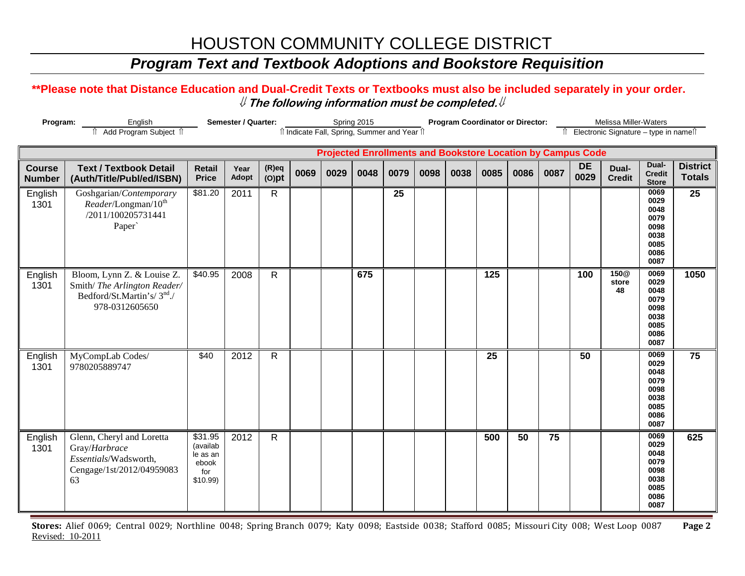# HOUSTON COMMUNITY COLLEGE DISTRICT

## *Program Text and Textbook Adoptions and Bookstore Requisition*

**\*\*Please note that Distance Education and Dual-Credit Texts or Textbooks must also be included separately in your order.**

**⇓ *The following information must be completed.* ⇓**

**Program:** English
⇑ Add Program Subject ⇑

**Semester / Quarter:** Spring 2015
⇑ Indicate Fall, Spring, Summer and Year ⇑

**Program Coordinator or Director:** Melissa Miller-Waters
⇑ Electronic Signature – type in name⇑

| | | | | | Projected Enrollments and Bookstore Location by Campus Code | | | | | | | | | | | | |
|---|---|---|---|---|---|---|---|---|---|---|---|---|---|---|---|---|---|
| **Course Number** | **Text / Textbook Detail (Auth/Title/Publ/ed/ISBN)** | **Retail Price** | **Year Adopt** | **(R)eq (O)pt** | **0069** | **0029** | **0048** | **0079** | **0098** | **0038** | **0085** | **0086** | **0087** | **DE 0029** | **Dual-Credit** | **Dual-Credit Store** | **District Totals** |
| English 1301 | Goshgarian/*Contemporary Reader*/Longman/10th /2011/100205731441 Paper` | $81.20 | 2011 | R | | | | **25** | | | | | | | | 0069 0029 0048 0079 0098 0038 0085 0086 0087 | **25** |
| English 1301 | Bloom, Lynn Z. & Louise Z. Smith/ *The Arlington Reader*/ Bedford/St.Martin's/ 3rd./ 978-0312605650 | $40.95 | 2008 | R | | | **675** | | | | **125** | | | **100** | **150@ store 48** | 0069 0029 0048 0079 0098 0038 0085 0086 0087 | **1050** |
| English 1301 | MyCompLab Codes/ 9780205889747 | $40 | 2012 | R | | | | | | | **25** | | | **50** | | 0069 0029 0048 0079 0098 0038 0085 0086 0087 | **75** |
| English 1301 | Glenn, Cheryl and Loretta Gray/*Harbrace Essentials*/Wadsworth, Cengage/1st/2012/0495908363 | $31.95 (available as an ebook for $10.99) | 2012 | R | | | | | | | **500** | **50** | **75** | | | 0069 0029 0048 0079 0098 0038 0085 0086 0087 | **625** |

**Stores:** Alief 0069; Central 0029; Northline 0048; Spring Branch 0079; Katy 0098; Eastside 0038; Stafford 0085; Missouri City 008; West Loop 0087

Revised: 10-2011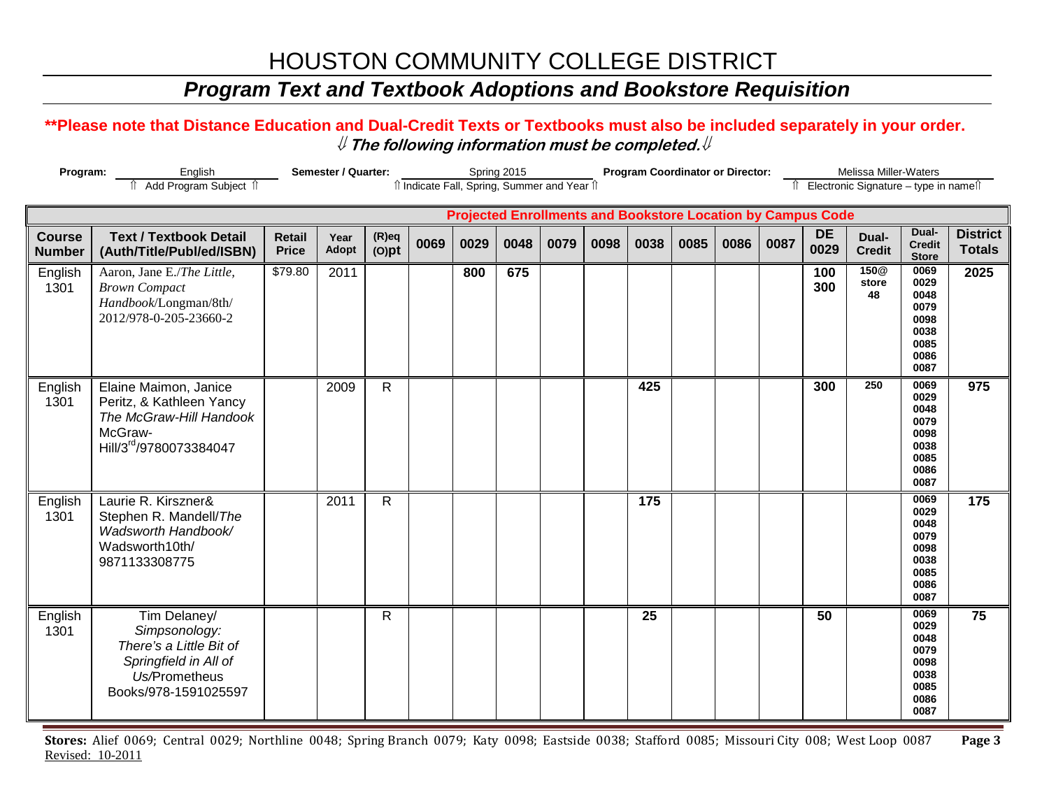# HOUSTON COMMUNITY COLLEGE DISTRICT

## *Program Text and Textbook Adoptions and Bookstore Requisition*

**\*\*Please note that Distance Education and Dual-Credit Texts or Textbooks must also be included separately in your order.**

⇓ ***The following information must be completed.*** ⇓

**Program:** English (⇑ Add Program Subject ⇑) **Semester / Quarter:** Spring 2015 (⇑ Indicate Fall, Spring, Summer and Year ⇑) **Program Coordinator or Director:** Melissa Miller-Waters (⇑ Electronic Signature – type in name ⇑)

| | | | | | Projected Enrollments and Bookstore Location by Campus Code | | | | | | | | | | | | |
|---|---|---|---|---|---|---|---|---|---|---|---|---|---|---|---|---|---|
| **Course Number** | **Text / Textbook Detail (Auth/Title/Publ/ed/ISBN)** | **Retail Price** | **Year Adopt** | **(R)eq (O)pt** | **0069** | **0029** | **0048** | **0079** | **0098** | **0038** | **0085** | **0086** | **0087** | **DE 0029** | **Dual-Credit** | **Dual-Credit Store** | **District Totals** |
| English 1301 | Aaron, Jane E./*The Little, Brown Compact Handbook*/Longman/8th/ 2012/978-0-205-23660-2 | $79.80 | 2011 | | | **800** | **675** | | | | | | | **100 300** | **150@ store 48** | **0069 0029 0048 0079 0098 0038 0085 0086 0087** | **2025** |
| English 1301 | Elaine Maimon, Janice Peritz, & Kathleen Yancy *The McGraw-Hill Handook* McGraw-Hill/3rd/9780073384047 | | 2009 | R | | | | | | **425** | | | | **300** | **250** | **0069 0029 0048 0079 0098 0038 0085 0086 0087** | **975** |
| English 1301 | Laurie R. Kirszner& Stephen R. Mandell/*The Wadsworth Handbook/* Wadsworth10th/ 9871133308775 | | 2011 | R | | | | | | **175** | | | | | | **0069 0029 0048 0079 0098 0038 0085 0086 0087** | **175** |
| English 1301 | Tim Delaney/ *Simpsonology: There's a Little Bit of Springfield in All of Us/*Prometheus Books/978-1591025597 | | | R | | | | | | **25** | | | | **50** | | **0069 0029 0048 0079 0098 0038 0085 0086 0087** | **75** |

**Stores:** Alief 0069; Central 0029; Northline 0048; Spring Branch 0079; Katy 0098; Eastside 0038; Stafford 0085; Missouri City 008; West Loop 0087

Revised: 10-2011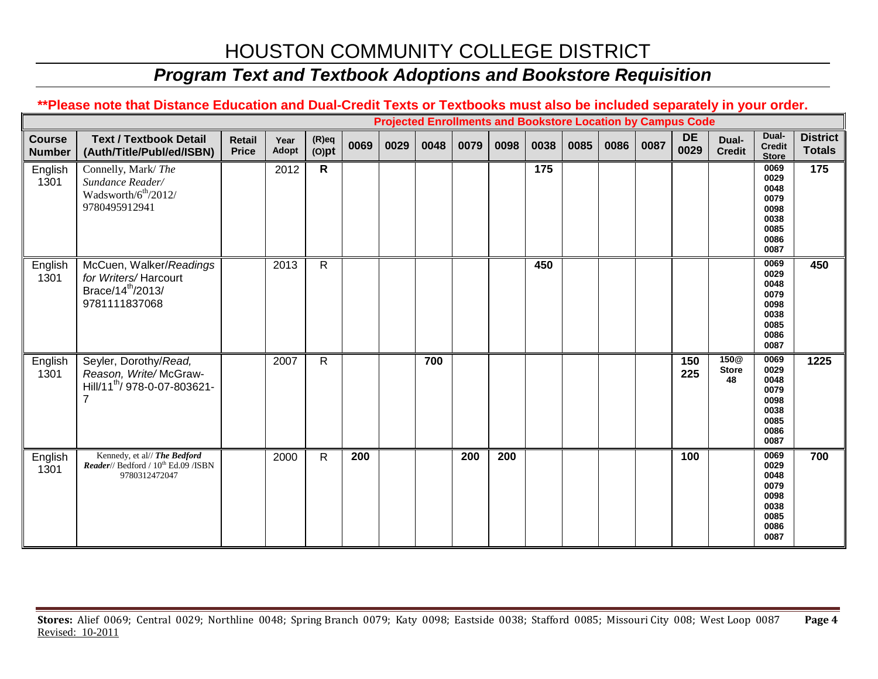# HOUSTON COMMUNITY COLLEGE DISTRICT

## *Program Text and Textbook Adoptions and Bookstore Requisition*

**\*\*Please note that Distance Education and Dual-Credit Texts or Textbooks must also be included separately in your order.**

| | | | | | **Projected Enrollments and Bookstore Location by Campus Code** | | | | | | | | | | | | |
|---|---|---|---|---|---|---|---|---|---|---|---|---|---|---|---|---|---|
| **Course Number** | **Text / Textbook Detail (Auth/Title/Publ/ed/ISBN)** | **Retail Price** | **Year Adopt** | **(R)eq (O)pt** | **0069** | **0029** | **0048** | **0079** | **0098** | **0038** | **0085** | **0086** | **0087** | **DE 0029** | **Dual-Credit** | **Dual-Credit Store** | **District Totals** |
| English 1301 | Connelly, Mark/ *The Sundance Reader/* Wadsworth/6th/2012/ 9780495912941 | | 2012 | **R** | | | | | | **175** | | | | | | **0069 0029 0048 0079 0098 0038 0085 0086 0087** | **175** |
| English 1301 | McCuen, Walker/*Readings for Writers/* Harcourt Brace/14th/2013/ 9781111837068 | | 2013 | R | | | | | | **450** | | | | | | **0069 0029 0048 0079 0098 0038 0085 0086 0087** | **450** |
| English 1301 | Seyler, Dorothy/*Read, Reason, Write/* McGraw-Hill/11th/ 978-0-07-803621-7 | | 2007 | R | | | **700** | | | | | | | **150 225** | **150@ Store 48** | **0069 0029 0048 0079 0098 0038 0085 0086 0087** | **1225** |
| English 1301 | Kennedy, et al// ***The Bedford Reader***// Bedford / 10th Ed.09 /ISBN 9780312472047 | | 2000 | R | **200** | | | **200** | **200** | | | | | **100** | | **0069 0029 0048 0079 0098 0038 0085 0086 0087** | **700** |

**Stores:** Alief 0069; Central 0029; Northline 0048; Spring Branch 0079; Katy 0098; Eastside 0038; Stafford 0085; Missouri City 008; West Loop 0087

Revised: 10-2011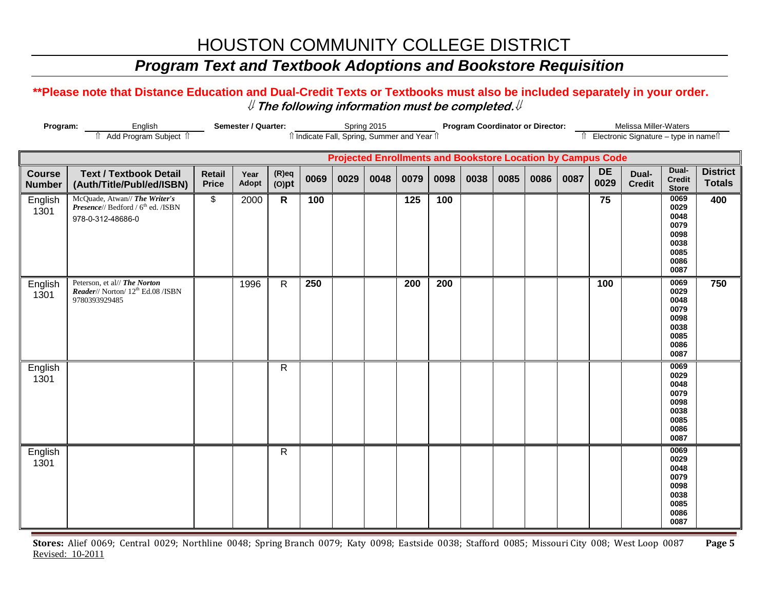# HOUSTON COMMUNITY COLLEGE DISTRICT

## *Program Text and Textbook Adoptions and Bookstore Requisition*

**\*\*Please note that Distance Education and Dual-Credit Texts or Textbooks must also be included separately in your order.**

⇓ ***The following information must be completed.*** ⇓

**Program:** English (⇑ Add Program Subject ⇑) **Semester / Quarter:** Spring 2015 (⇑ Indicate Fall, Spring, Summer and Year ⇑) **Program Coordinator or Director:** Melissa Miller-Waters (⇑ Electronic Signature – type in name ⇑)

| | | | | | Projected Enrollments and Bookstore Location by Campus Code | | | | | | | | | | | | |
|---|---|---|---|---|---|---|---|---|---|---|---|---|---|---|---|---|---|
| **Course Number** | **Text / Textbook Detail (Auth/Title/Publ/ed/ISBN)** | **Retail Price** | **Year Adopt** | **(R)eq (O)pt** | **0069** | **0029** | **0048** | **0079** | **0098** | **0038** | **0085** | **0086** | **0087** | **DE 0029** | **Dual-Credit** | **Dual-Credit Store** | **District Totals** |
| English 1301 | McQuade, Atwan// ***The Writer's Presence***// Bedford / 6th ed. /ISBN 978-0-312-48686-0 | $ | 2000 | **R** | **100** | | | **125** | **100** | | | | | **75** | | 0069 0029 0048 0079 0098 0038 0085 0086 0087 | **400** |
| English 1301 | Peterson, et al// ***The Norton Reader***// Norton/ 12th Ed.08 /ISBN 9780393929485 | | 1996 | R | **250** | | | **200** | **200** | | | | | **100** | | 0069 0029 0048 0079 0098 0038 0085 0086 0087 | **750** |
| English 1301 | | | | R | | | | | | | | | | | | 0069 0029 0048 0079 0098 0038 0085 0086 0087 | |
| English 1301 | | | | R | | | | | | | | | | | | 0069 0029 0048 0079 0098 0038 0085 0086 0087 | |

**Stores:** Alief 0069; Central 0029; Northline 0048; Spring Branch 0079; Katy 0098; Eastside 0038; Stafford 0085; Missouri City 008; West Loop 0087

Revised: 10-2011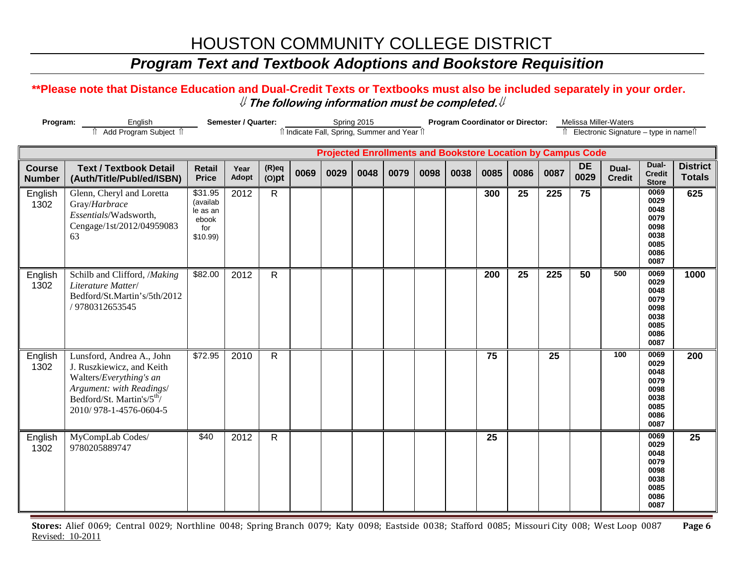# HOUSTON COMMUNITY COLLEGE DISTRICT

## *Program Text and Textbook Adoptions and Bookstore Requisition*

**\*\*Please note that Distance Education and Dual-Credit Texts or Textbooks must also be included separately in your order.**
***⇓ The following information must be completed.⇓***

**Program:** English ⇑ Add Program Subject ⇑ **Semester / Quarter:** Spring 2015 ⇑ Indicate Fall, Spring, Summer and Year ⇑ **Program Coordinator or Director:** Melissa Miller-Waters ⇑ Electronic Signature – type in name⇑

| | | | | | Projected Enrollments and Bookstore Location by Campus Code | | | | | | | | | | | | |
|---|---|---|---|---|---|---|---|---|---|---|---|---|---|---|---|---|---|
| **Course Number** | **Text / Textbook Detail (Auth/Title/Publ/ed/ISBN)** | **Retail Price** | **Year Adopt** | **(R)eq (O)pt** | **0069** | **0029** | **0048** | **0079** | **0098** | **0038** | **0085** | **0086** | **0087** | **DE 0029** | **Dual-Credit** | **Dual-Credit Store** | **District Totals** |
| English 1302 | Glenn, Cheryl and Loretta Gray/*Harbrace Essentials*/Wadsworth, Cengage/1st/2012/0495908363 | $31.95 (available as an ebook for $10.99) | 2012 | R | | | | | | | 300 | 25 | 225 | 75 | | 0069 0029 0048 0079 0098 0038 0085 0086 0087 | 625 |
| English 1302 | Schilb and Clifford, /*Making Literature Matter*/ Bedford/St.Martin's/5th/2012 / 9780312653545 | $82.00 | 2012 | R | | | | | | | 200 | 25 | 225 | 50 | 500 | 0069 0029 0048 0079 0098 0038 0085 0086 0087 | 1000 |
| English 1302 | Lunsford, Andrea A., John J. Ruszkiewicz, and Keith Walters/*Everything's an Argument: with Readings*/ Bedford/St. Martin's/5th/ 2010/ 978-1-4576-0604-5 | $72.95 | 2010 | R | | | | | | | 75 | | 25 | | 100 | 0069 0029 0048 0079 0098 0038 0085 0086 0087 | 200 |
| English 1302 | MyCompLab Codes/ 9780205889747 | $40 | 2012 | R | | | | | | | 25 | | | | | 0069 0029 0048 0079 0098 0038 0085 0086 0087 | 25 |

**Stores:** Alief 0069; Central 0029; Northline 0048; Spring Branch 0079; Katy 0098; Eastside 0038; Stafford 0085; Missouri City 008; West Loop 0087

Revised: 10-2011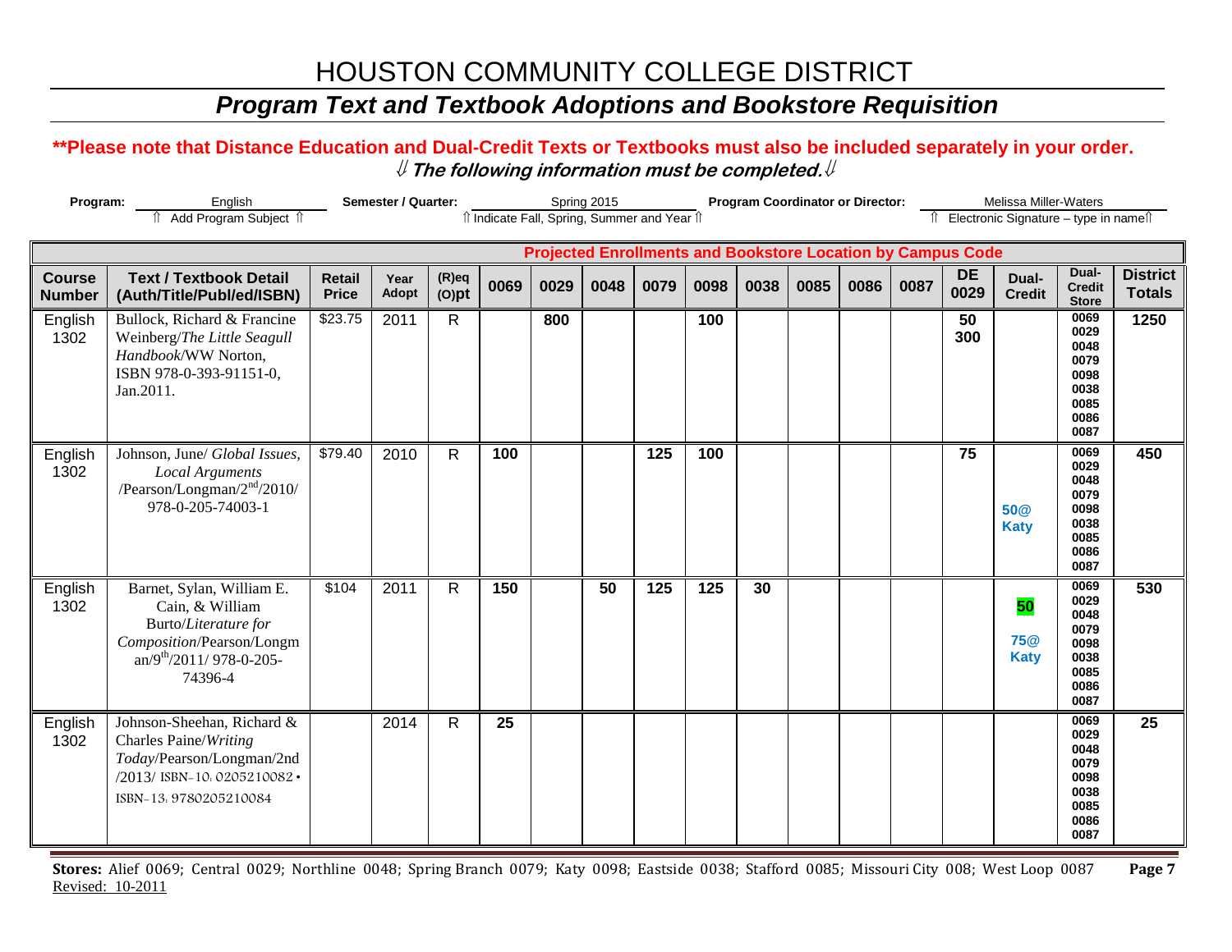# HOUSTON COMMUNITY COLLEGE DISTRICT

## *Program Text and Textbook Adoptions and Bookstore Requisition*

**\*\*Please note that Distance Education and Dual-Credit Texts or Textbooks must also be included separately in your order.**

⇓ ***The following information must be completed.*** ⇓

**Program:** English — ⇑ Add Program Subject ⇑ **Semester / Quarter:** Spring 2015 — ⇑ Indicate Fall, Spring, Summer and Year ⇑ **Program Coordinator or Director:** Melissa Miller-Waters — ⇑ Electronic Signature – type in name ⇑

| | | | | | Projected Enrollments and Bookstore Location by Campus Code | | | | | | | | | | | | |
|---|---|---|---|---|---|---|---|---|---|---|---|---|---|---|---|---|---|
| **Course Number** | **Text / Textbook Detail (Auth/Title/Publ/ed/ISBN)** | **Retail Price** | **Year Adopt** | **(R)eq (O)pt** | **0069** | **0029** | **0048** | **0079** | **0098** | **0038** | **0085** | **0086** | **0087** | **DE 0029** | **Dual-Credit** | **Dual-Credit Store** | **District Totals** |
| English 1302 | Bullock, Richard & Francine Weinberg/*The Little Seagull Handbook*/WW Norton, ISBN 978-0-393-91151-0, Jan.2011. | $23.75 | 2011 | R | | 800 | | | 100 | | | | | 50 300 | | 0069 0029 0048 0079 0098 0038 0085 0086 0087 | 1250 |
| English 1302 | Johnson, June/ *Global Issues, Local Arguments* /Pearson/Longman/2nd/2010/ 978-0-205-74003-1 | $79.40 | 2010 | R | 100 | | | 125 | 100 | | | | | 75 | 50@ Katy | 0069 0029 0048 0079 0098 0038 0085 0086 0087 | 450 |
| English 1302 | Barnet, Sylan, William E. Cain, & William Burto/*Literature for Composition*/Pearson/Longman/9th/2011/ 978-0-205-74396-4 | $104 | 2011 | R | 150 | | 50 | 125 | 125 | 30 | | | | | 50 75@ Katy | 0069 0029 0048 0079 0098 0038 0085 0086 0087 | 530 |
| English 1302 | Johnson-Sheehan, Richard & Charles Paine/*Writing Today*/Pearson/Longman/2nd /2013/ ISBN-10: 0205210082 • ISBN-13: 9780205210084 | | 2014 | R | 25 | | | | | | | | | | | 0069 0029 0048 0079 0098 0038 0085 0086 0087 | 25 |

**Stores:** Alief 0069; Central 0029; Northline 0048; Spring Branch 0079; Katy 0098; Eastside 0038; Stafford 0085; Missouri City 008; West Loop 0087

Revised: 10-2011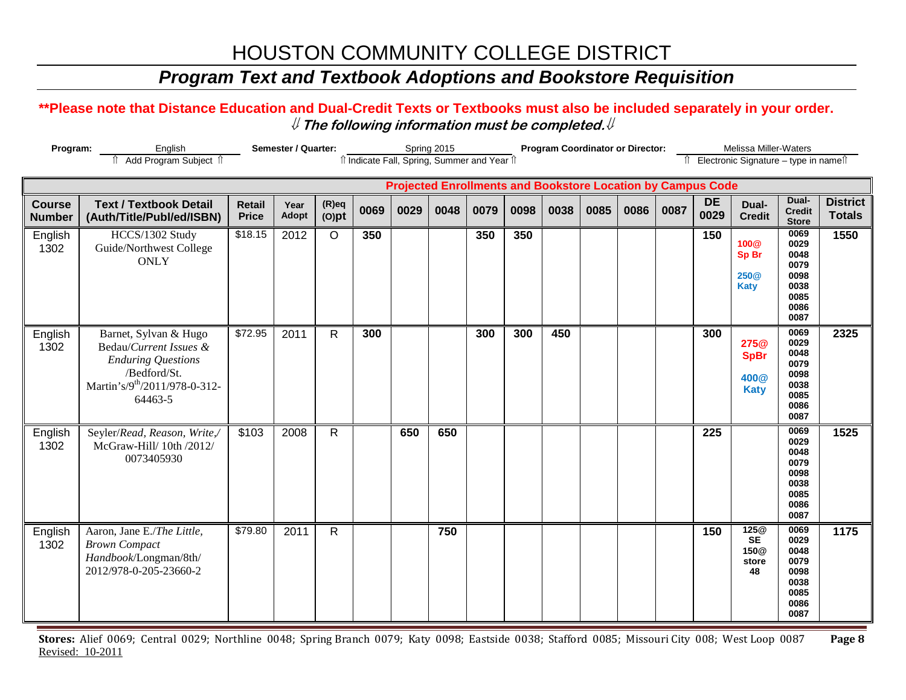# HOUSTON COMMUNITY COLLEGE DISTRICT

## *Program Text and Textbook Adoptions and Bookstore Requisition*

**\*\*Please note that Distance Education and Dual-Credit Texts or Textbooks must also be included separately in your order.**

⇓ ***The following information must be completed.*** ⇓

**Program:** English (⇑ Add Program Subject ⇑) **Semester / Quarter:** Spring 2015 (⇑ Indicate Fall, Spring, Summer and Year ⇑) **Program Coordinator or Director:** Melissa Miller-Waters (⇑ Electronic Signature – type in name ⇑)

| | | | | | Projected Enrollments and Bookstore Location by Campus Code | | | | | | | | | | | | |
|---|---|---|---|---|---|---|---|---|---|---|---|---|---|---|---|---|---|
| **Course Number** | **Text / Textbook Detail (Auth/Title/Publ/ed/ISBN)** | **Retail Price** | **Year Adopt** | **(R)eq (O)pt** | **0069** | **0029** | **0048** | **0079** | **0098** | **0038** | **0085** | **0086** | **0087** | **DE 0029** | **Dual-Credit** | **Dual-Credit Store** | **District Totals** |
| English 1302 | HCCS/1302 Study Guide/Northwest College ONLY | $18.15 | 2012 | O | **350** | | | **350** | **350** | | | | | **150** | **100@ Sp Br 250@ Katy** | 0069 0029 0048 0079 0098 0038 0085 0086 0087 | **1550** |
| English 1302 | Barnet, Sylvan & Hugo Bedau/*Current Issues & Enduring Questions* /Bedford/St. Martin's/9th/2011/978-0-312-64463-5 | $72.95 | 2011 | R | **300** | | | **300** | **300** | **450** | | | | **300** | **275@ SpBr 400@ Katy** | 0069 0029 0048 0079 0098 0038 0085 0086 0087 | **2325** |
| English 1302 | Seyler/*Read, Reason, Write,*/ McGraw-Hill/ 10th /2012/ 0073405930 | $103 | 2008 | R | | **650** | **650** | | | | | | | **225** | | 0069 0029 0048 0079 0098 0038 0085 0086 0087 | **1525** |
| English 1302 | Aaron, Jane E./*The Little, Brown Compact Handbook*/Longman/8th/ 2012/978-0-205-23660-2 | $79.80 | 2011 | R | | | **750** | | | | | | | **150** | **125@ SE 150@ store 48** | 0069 0029 0048 0079 0098 0038 0085 0086 0087 | **1175** |

**Stores:** Alief 0069; Central 0029; Northline 0048; Spring Branch 0079; Katy 0098; Eastside 0038; Stafford 0085; Missouri City 008; West Loop 0087

Revised: 10-2011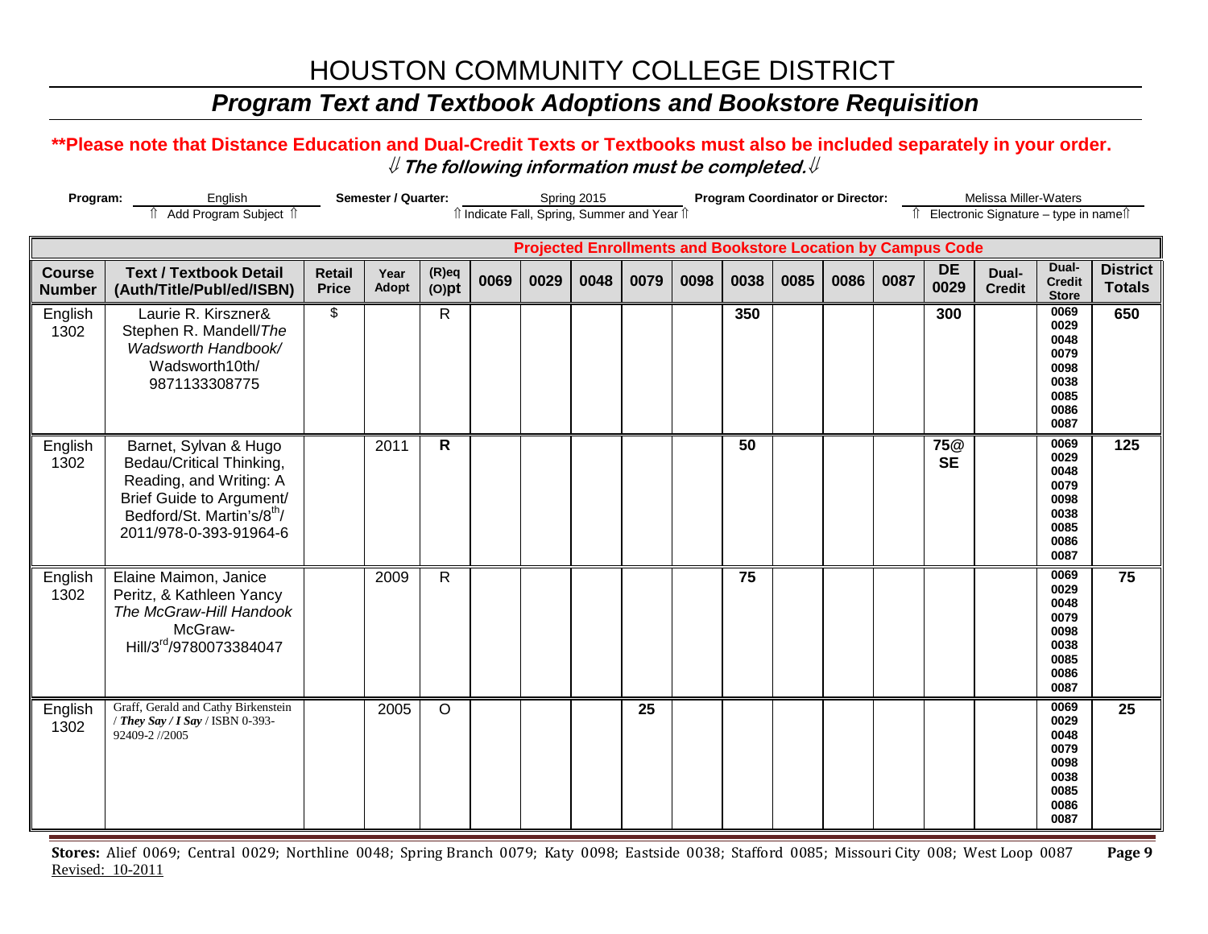# HOUSTON COMMUNITY COLLEGE DISTRICT

## *Program Text and Textbook Adoptions and Bookstore Requisition*

**\*\*Please note that Distance Education and Dual-Credit Texts or Textbooks must also be included separately in your order.**

⇓ ***The following information must be completed.*** ⇓

**Program:** English (⇑ Add Program Subject ⇑) **Semester / Quarter:** Spring 2015 (⇑ Indicate Fall, Spring, Summer and Year ⇑) **Program Coordinator or Director:** Melissa Miller-Waters (⇑ Electronic Signature – type in name ⇑)

| | | | | | Projected Enrollments and Bookstore Location by Campus Code | | | | | | | | | | | | |
|---|---|---|---|---|---|---|---|---|---|---|---|---|---|---|---|---|---|
| **Course Number** | **Text / Textbook Detail (Auth/Title/Publ/ed/ISBN)** | **Retail Price** | **Year Adopt** | **(R)eq (O)pt** | **0069** | **0029** | **0048** | **0079** | **0098** | **0038** | **0085** | **0086** | **0087** | **DE 0029** | **Dual-Credit** | **Dual-Credit Store** | **District Totals** |
| English 1302 | Laurie R. Kirszner& Stephen R. Mandell/*The Wadsworth Handbook/* Wadsworth10th/ 9871133308775 | $ | | R | | | | | | **350** | | | | **300** | | 0069 0029 0048 0079 0098 0038 0085 0086 0087 | **650** |
| English 1302 | Barnet, Sylvan & Hugo Bedau/Critical Thinking, Reading, and Writing: A Brief Guide to Argument/ Bedford/St. Martin's/8th/ 2011/978-0-393-91964-6 | | 2011 | **R** | | | | | | **50** | | | | **75@ SE** | | 0069 0029 0048 0079 0098 0038 0085 0086 0087 | **125** |
| English 1302 | Elaine Maimon, Janice Peritz, & Kathleen Yancy *The McGraw-Hill Handook* McGraw-Hill/3rd/9780073384047 | | 2009 | R | | | | | | **75** | | | | | | 0069 0029 0048 0079 0098 0038 0085 0086 0087 | **75** |
| English 1302 | Graff, Gerald and Cathy Birkenstein / ***They Say / I Say*** / ISBN 0-393-92409-2 //2005 | | 2005 | O | | | | **25** | | | | | | | | 0069 0029 0048 0079 0098 0038 0085 0086 0087 | **25** |

**Stores:** Alief 0069; Central 0029; Northline 0048; Spring Branch 0079; Katy 0098; Eastside 0038; Stafford 0085; Missouri City 008; West Loop 0087

Revised: 10-2011